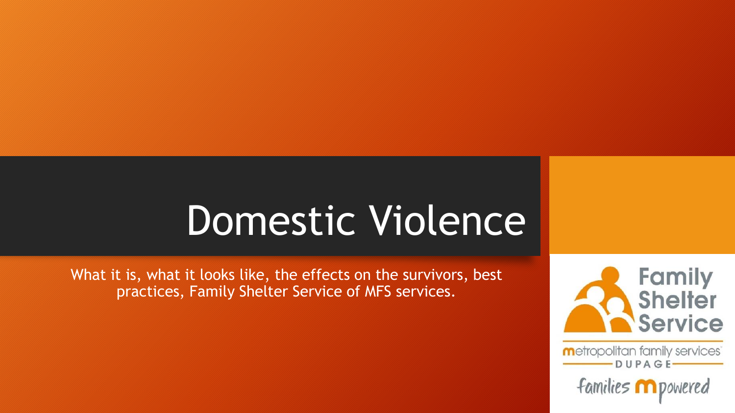# Domestic Violence

What it is, what it looks like, the effects on the survivors, best practices, Family Shelter Service of MFS services.

Family Shelter Service

metropolitan family services

DUPAGE

families mpowered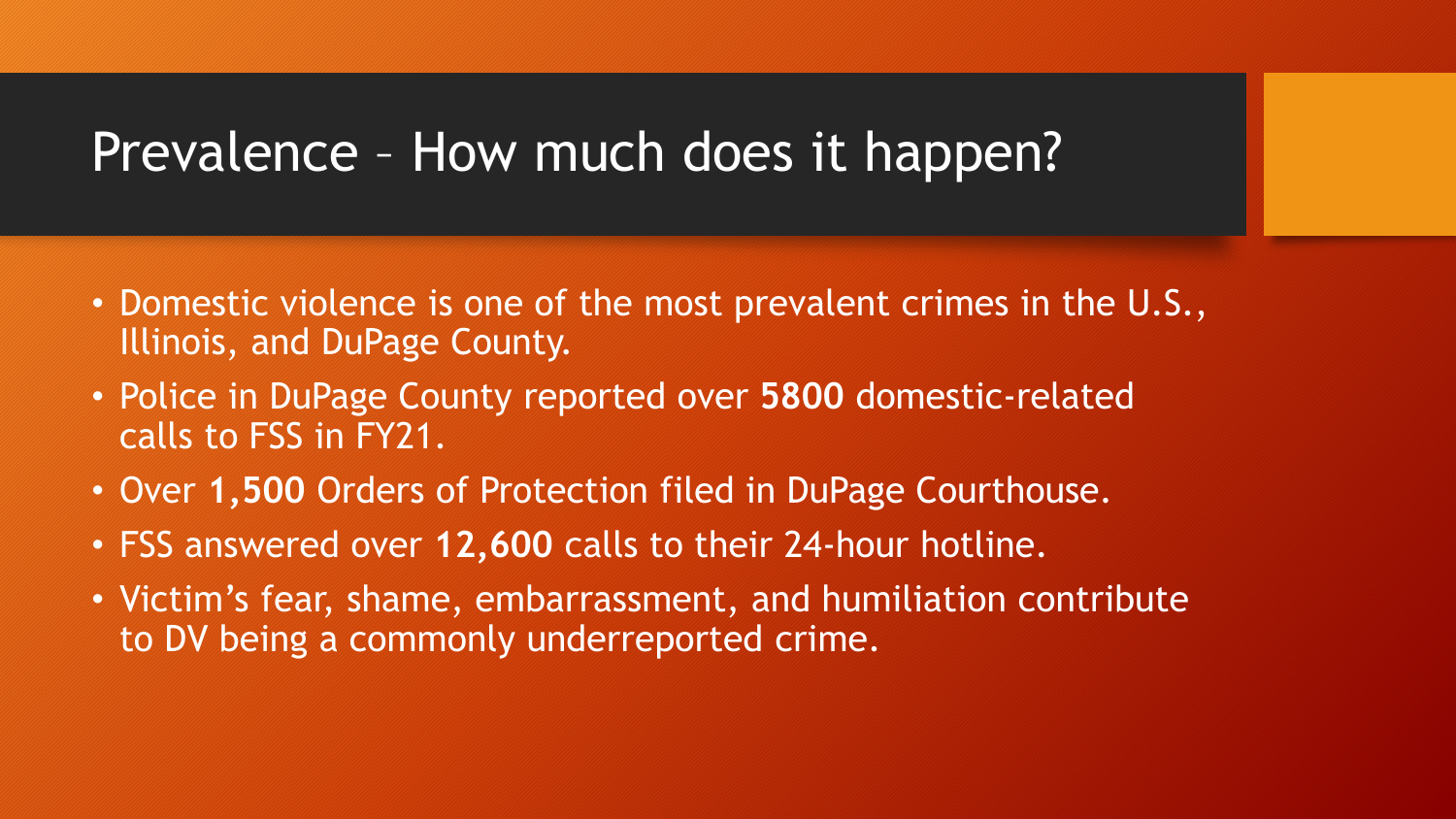# Prevalence – How much does it happen?

- Domestic violence is one of the most prevalent crimes in the U.S., Illinois, and DuPage County.
- Police in DuPage County reported over **5800** domestic-related calls to FSS in FY21.
- Over **1,500** Orders of Protection filed in DuPage Courthouse.
- FSS answered over **12,600** calls to their 24-hour hotline.
- Victim's fear, shame, embarrassment, and humiliation contribute to DV being a commonly underreported crime.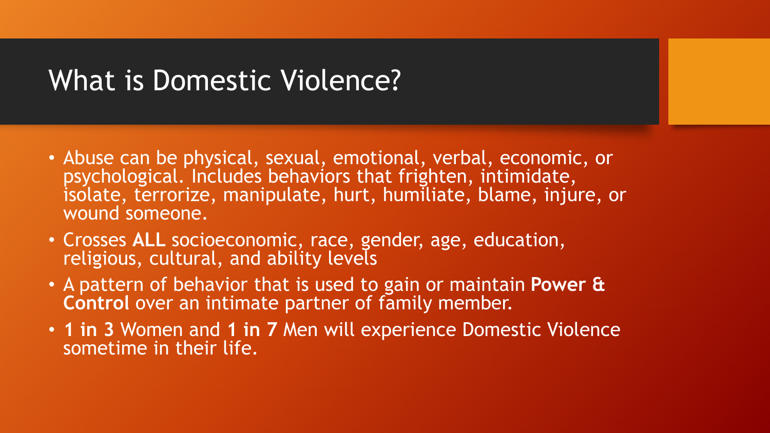# What is Domestic Violence?

- Abuse can be physical, sexual, emotional, verbal, economic, or psychological. Includes behaviors that frighten, intimidate, isolate, terrorize, manipulate, hurt, humiliate, blame, injure, or wound someone.
- Crosses **ALL** socioeconomic, race, gender, age, education, religious, cultural, and ability levels
- A pattern of behavior that is used to gain or maintain **Power & Control** over an intimate partner of family member.
- **1 in 3** Women and **1 in 7** Men will experience Domestic Violence sometime in their life.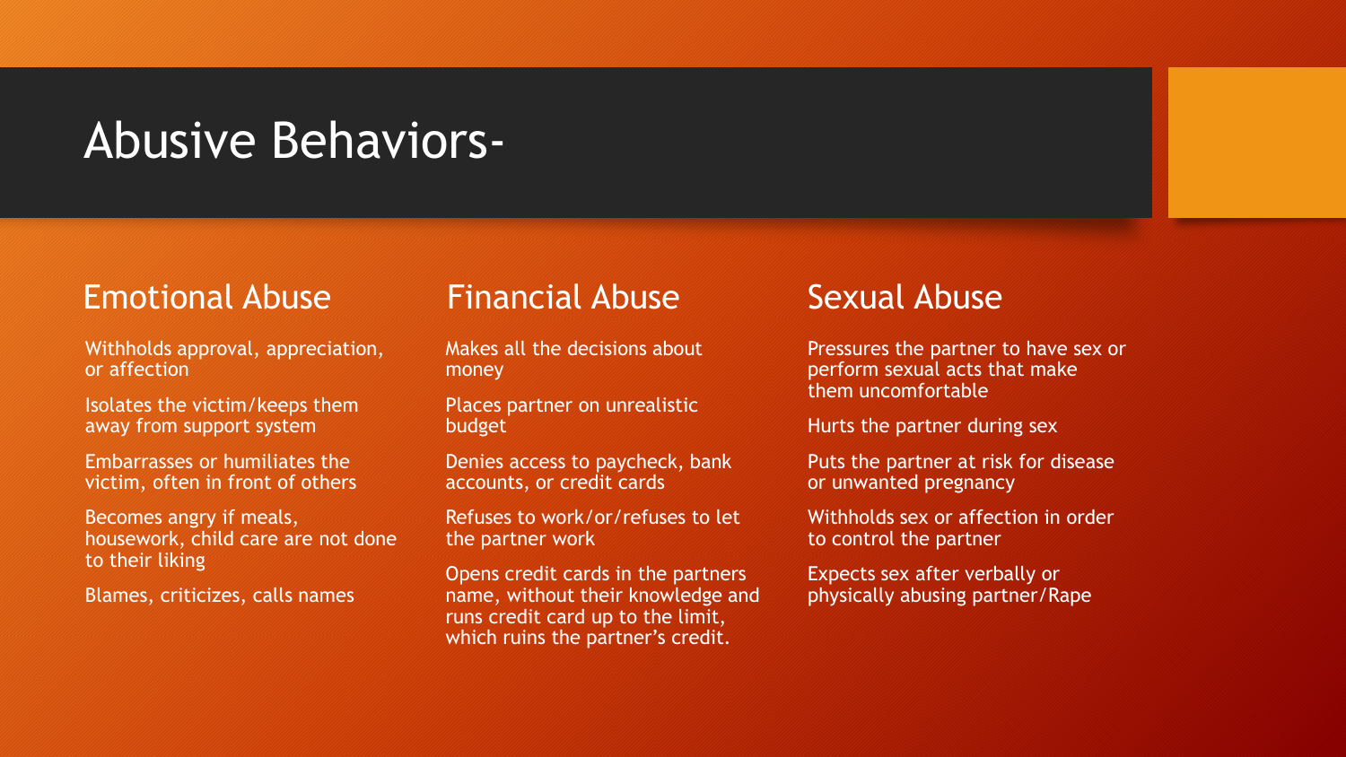# Abusive Behaviors-

## Emotional Abuse

- Withholds approval, appreciation, or affection
- Isolates the victim/keeps them away from support system
- Embarrasses or humiliates the victim, often in front of others
- Becomes angry if meals, housework, child care are not done to their liking
- Blames, criticizes, calls names

## Financial Abuse

- Makes all the decisions about money
- Places partner on unrealistic budget
- Denies access to paycheck, bank accounts, or credit cards
- Refuses to work/or/refuses to let the partner work
- Opens credit cards in the partners name, without their knowledge and runs credit card up to the limit, which ruins the partner's credit.

## Sexual Abuse

- Pressures the partner to have sex or perform sexual acts that make them uncomfortable
- Hurts the partner during sex
- Puts the partner at risk for disease or unwanted pregnancy
- Withholds sex or affection in order to control the partner
- Expects sex after verbally or physically abusing partner/Rape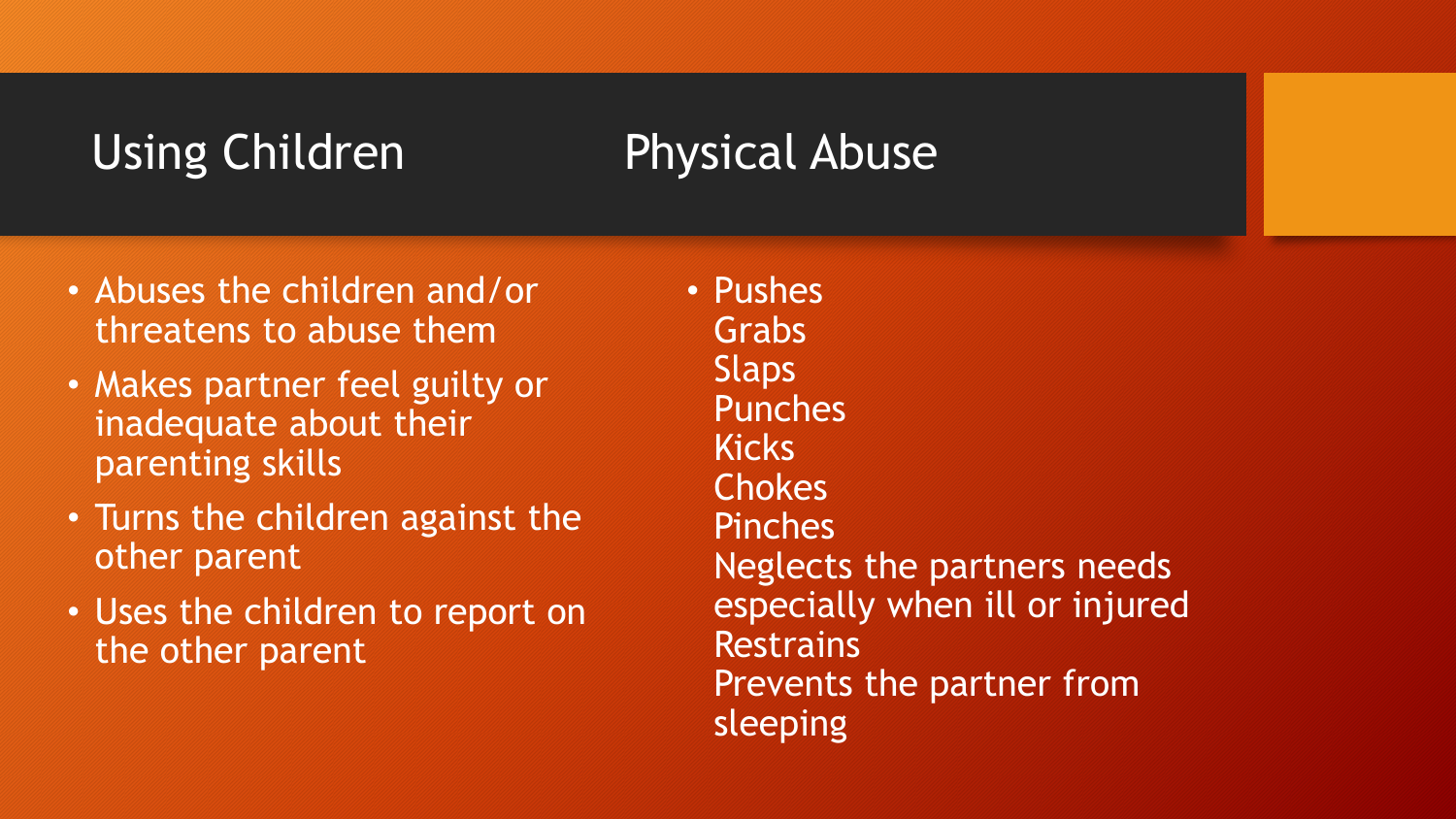## Using Children

- Abuses the children and/or threatens to abuse them
- Makes partner feel guilty or inadequate about their parenting skills
- Turns the children against the other parent
- Uses the children to report on the other parent

## Physical Abuse

- Pushes
  Grabs
  Slaps
  Punches
  Kicks
  Chokes
  Pinches
  Neglects the partners needs especially when ill or injured
  Restrains
  Prevents the partner from sleeping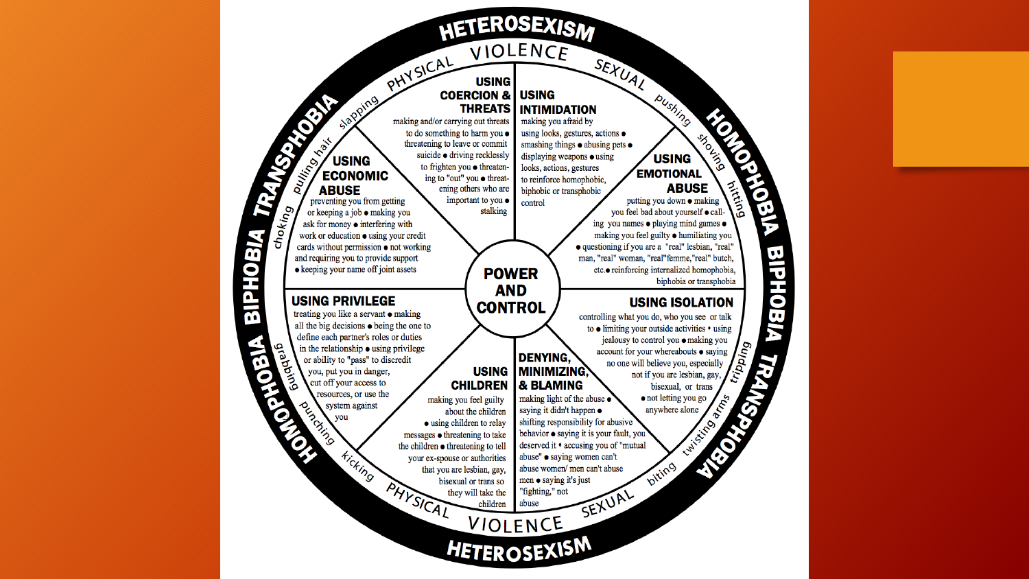# HETEROSEXISM

## VIOLENCE

PHYSICAL — slapping, pulling hair, choking, grabbing, punching, kicking

SEXUAL — pushing, shoving, hitting, tripping, twisting arms, biting

HOMOPHOBIA TRANSPHOBIA BIPHOBIA

### USING COERCION & THREATS

making and/or carrying out threats to do something to harm you • threatening to leave or commit suicide • driving recklessly to frighten you • threatening to "out" you • threatening others who are important to you • stalking

### USING INTIMIDATION

making you afraid by using looks, gestures, actions • smashing things • abusing pets • displaying weapons • using looks, actions, gestures to reinforce homophobic, biphobic or transphobic control

### USING ECONOMIC ABUSE

preventing you from getting or keeping a job • making you ask for money • interfering with work or education • using your credit cards without permission • not working and requiring you to provide support • keeping your name off joint assets

### USING EMOTIONAL ABUSE

putting you down • making you feel bad about yourself • calling you names • playing mind games • making you feel guilty • humiliating you • questioning if you are a "real" lesbian, "real" man, "real" woman, "real" femme, "real" butch, etc. • reinforcing internalized homophobia, biphobia or transphobia

### POWER AND CONTROL

### USING PRIVILEGE

treating you like a servant • making all the big decisions • being the one to define each partner's roles or duties in the relationship • using privilege or ability to "pass" to discredit you, put you in danger, cut off your access to resources, or use the system against you

### USING ISOLATION

controlling what you do, who you see or talk to • limiting your outside activities • using jealousy to control you • making you account for your whereabouts • saying no one will believe you, especially not if you are lesbian, gay, bisexual, or trans • not letting you go anywhere alone

### USING CHILDREN

making you feel guilty about the children • using children to relay messages • threatening to take the children • threatening to tell your ex-spouse or authorities that you are lesbian, gay, bisexual or trans so they will take the children

### DENYING, MINIMIZING, & BLAMING

making light of the abuse • saying it didn't happen • shifting responsibility for abusive behavior • saying it is your fault, you deserved it • accusing you of "mutual abuse" • saying women can't abuse women/ men can't abuse men • saying it's just "fighting," not abuse

## VIOLENCE

# HETEROSEXISM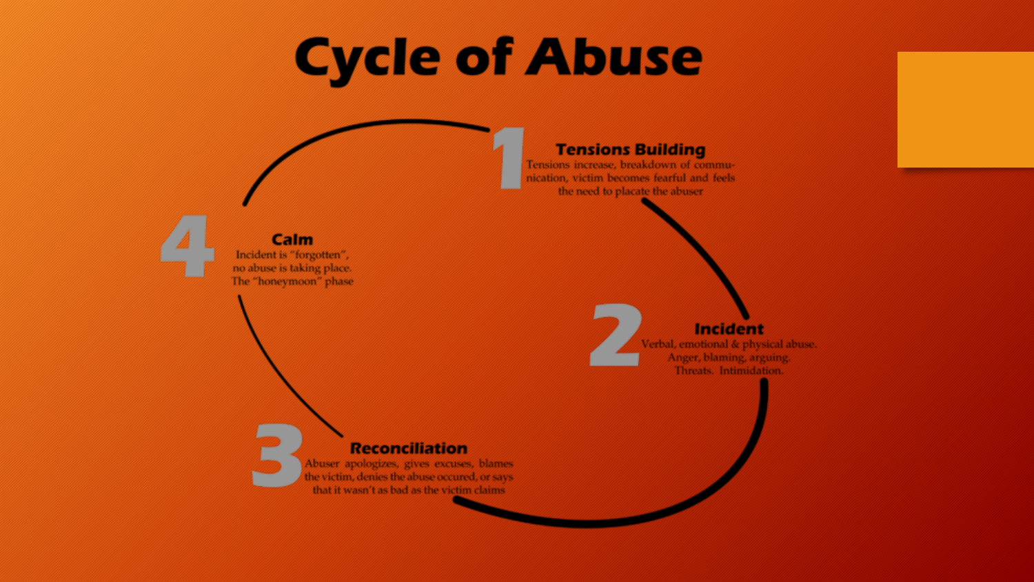# Cycle of Abuse

**1 Tensions Building**

Tensions increase, breakdown of communication, victim becomes fearful and feels the need to placate the abuser

**2 Incident**

Verbal, emotional & physical abuse. Anger, blaming, arguing. Threats. Intimidation.

**3 Reconciliation**

Abuser apologizes, gives excuses, blames the victim, denies the abuse occured, or says that it wasn't as bad as the victim claims

**4 Calm**

Incident is "forgotten", no abuse is taking place. The "honeymoon" phase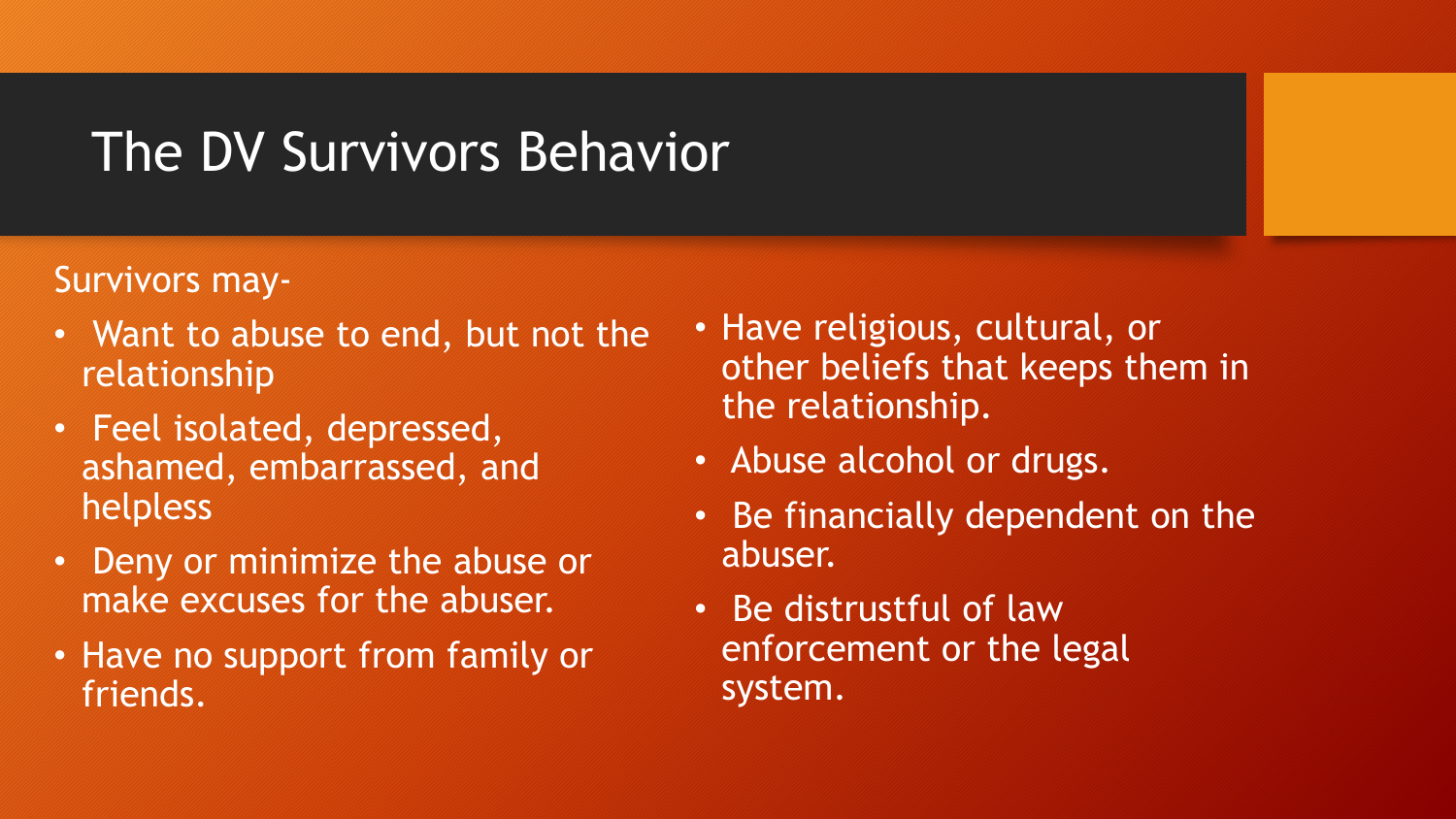# The DV Survivors Behavior

Survivors may-

- Want to abuse to end, but not the relationship
- Feel isolated, depressed, ashamed, embarrassed, and helpless
- Deny or minimize the abuse or make excuses for the abuser.
- Have no support from family or friends.
- Have religious, cultural, or other beliefs that keeps them in the relationship.
- Abuse alcohol or drugs.
- Be financially dependent on the abuser.
- Be distrustful of law enforcement or the legal system.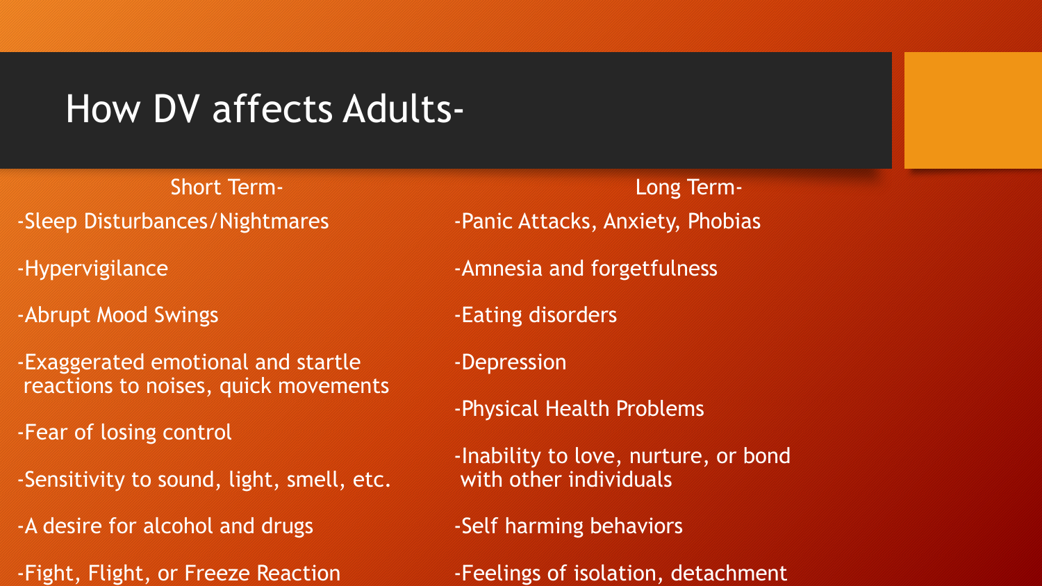# How DV affects Adults-

**Short Term-**

- -Sleep Disturbances/Nightmares
- -Hypervigilance
- -Abrupt Mood Swings
- -Exaggerated emotional and startle reactions to noises, quick movements
- -Fear of losing control
- -Sensitivity to sound, light, smell, etc.
- -A desire for alcohol and drugs
- -Fight, Flight, or Freeze Reaction

**Long Term-**

- -Panic Attacks, Anxiety, Phobias
- -Amnesia and forgetfulness
- -Eating disorders
- -Depression
- -Physical Health Problems
- -Inability to love, nurture, or bond with other individuals
- -Self harming behaviors
- -Feelings of isolation, detachment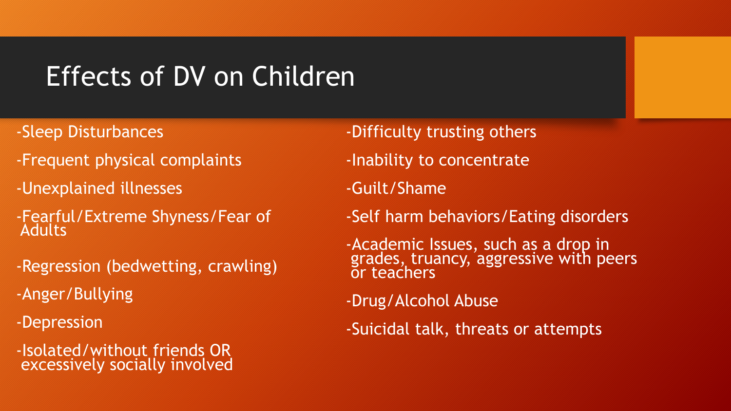# Effects of DV on Children

-Sleep Disturbances

-Frequent physical complaints

-Unexplained illnesses

-Fearful/Extreme Shyness/Fear of Adults

-Regression (bedwetting, crawling)

-Anger/Bullying

-Depression

-Isolated/without friends OR excessively socially involved

-Difficulty trusting others

-Inability to concentrate

-Guilt/Shame

-Self harm behaviors/Eating disorders

-Academic Issues, such as a drop in grades, truancy, aggressive with peers or teachers

-Drug/Alcohol Abuse

-Suicidal talk, threats or attempts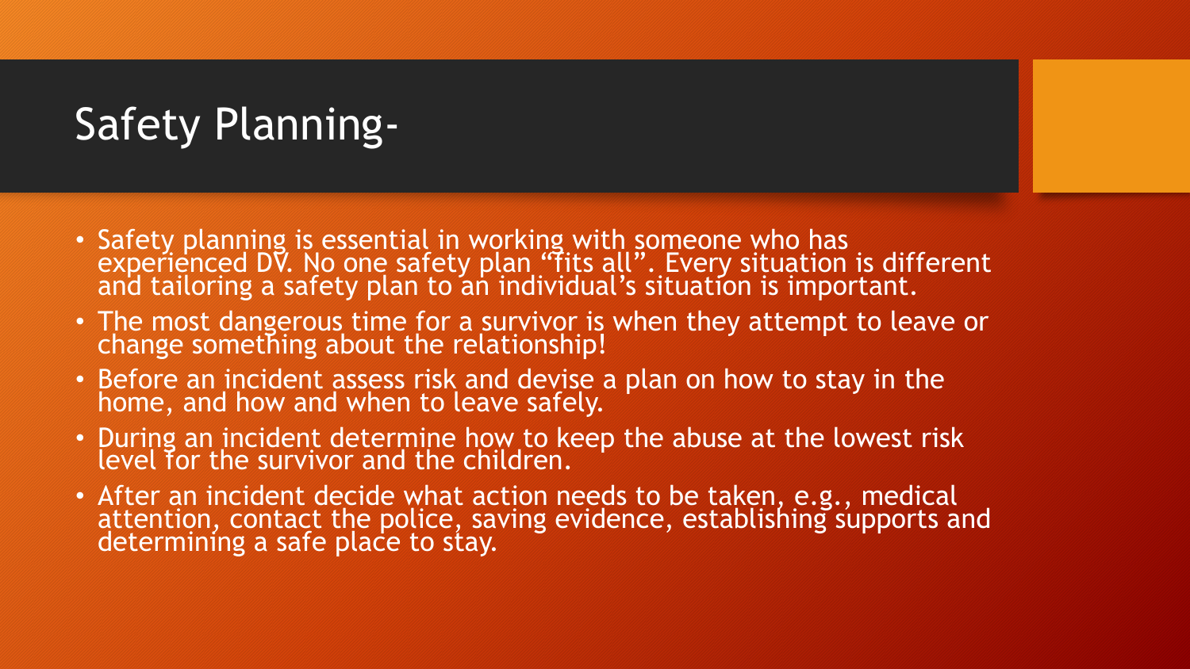# Safety Planning-

- Safety planning is essential in working with someone who has experienced DV. No one safety plan “fits all”. Every situation is different and tailoring a safety plan to an individual’s situation is important.
- The most dangerous time for a survivor is when they attempt to leave or change something about the relationship!
- Before an incident assess risk and devise a plan on how to stay in the home, and how and when to leave safely.
- During an incident determine how to keep the abuse at the lowest risk level for the survivor and the children.
- After an incident decide what action needs to be taken, e.g., medical attention, contact the police, saving evidence, establishing supports and determining a safe place to stay.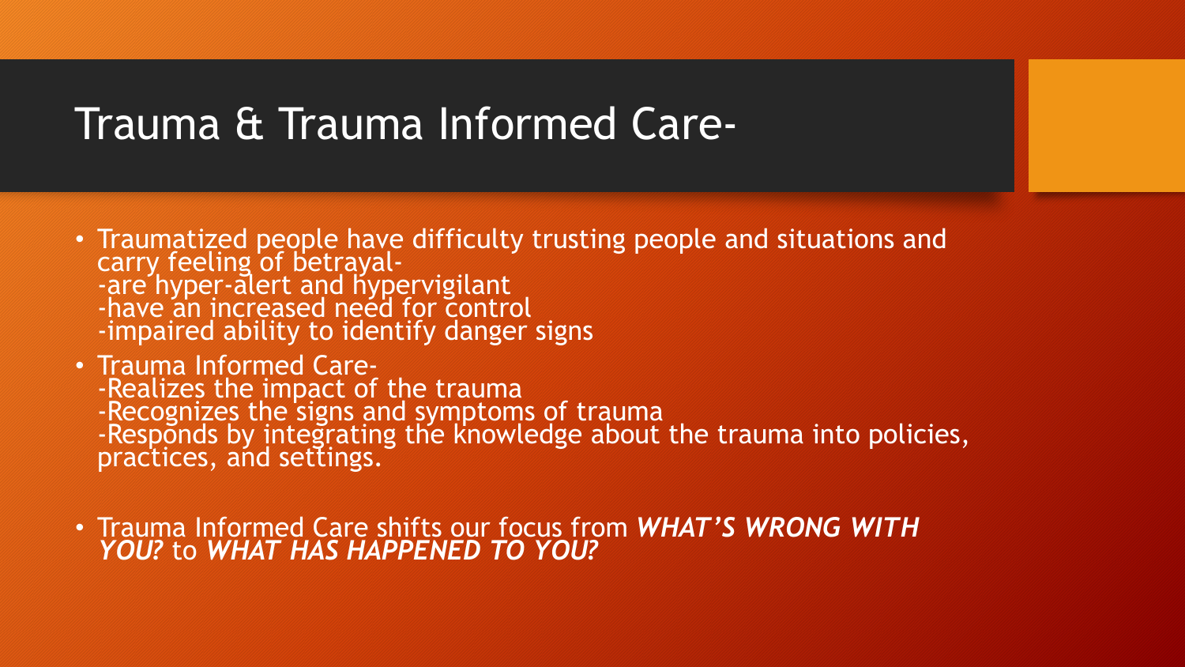# Trauma & Trauma Informed Care-

- Traumatized people have difficulty trusting people and situations and carry feeling of betrayal-
  -are hyper-alert and hypervigilant
  -have an increased need for control
  -impaired ability to identify danger signs
- Trauma Informed Care-
  -Realizes the impact of the trauma
  -Recognizes the signs and symptoms of trauma
  -Responds by integrating the knowledge about the trauma into policies, practices, and settings.
- Trauma Informed Care shifts our focus from ***WHAT'S WRONG WITH YOU?*** to ***WHAT HAS HAPPENED TO YOU?***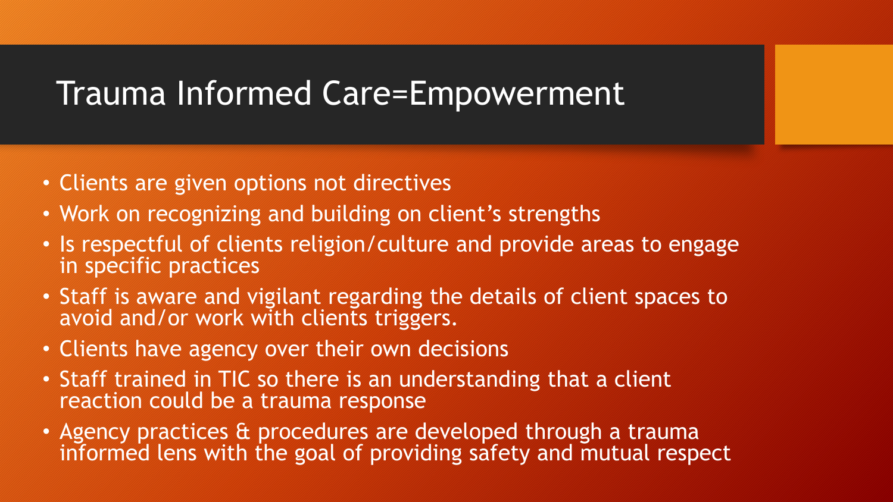# Trauma Informed Care=Empowerment

- Clients are given options not directives
- Work on recognizing and building on client's strengths
- Is respectful of clients religion/culture and provide areas to engage in specific practices
- Staff is aware and vigilant regarding the details of client spaces to avoid and/or work with clients triggers.
- Clients have agency over their own decisions
- Staff trained in TIC so there is an understanding that a client reaction could be a trauma response
- Agency practices & procedures are developed through a trauma informed lens with the goal of providing safety and mutual respect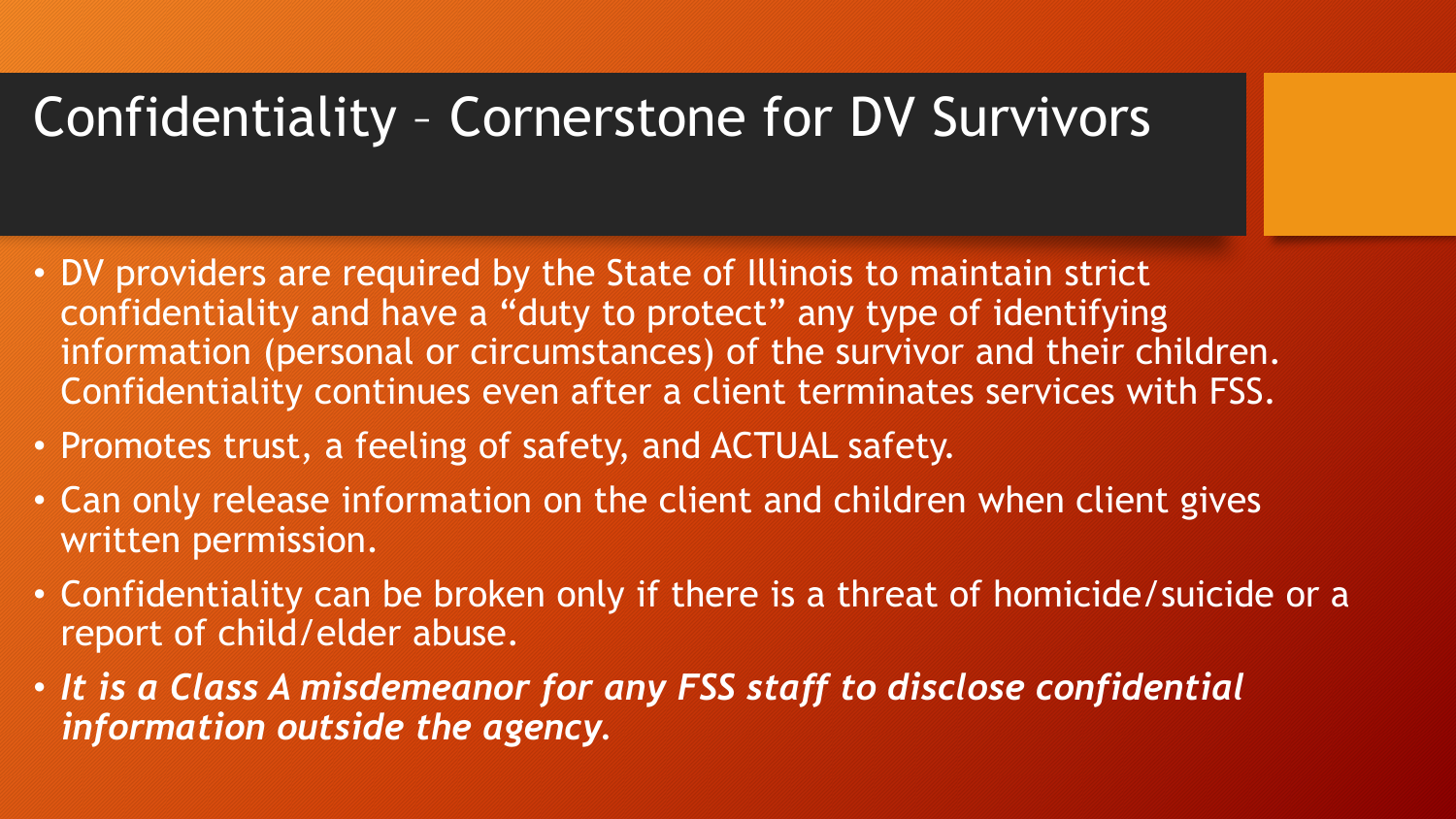# Confidentiality – Cornerstone for DV Survivors

- DV providers are required by the State of Illinois to maintain strict confidentiality and have a "duty to protect" any type of identifying information (personal or circumstances) of the survivor and their children. Confidentiality continues even after a client terminates services with FSS.
- Promotes trust, a feeling of safety, and ACTUAL safety.
- Can only release information on the client and children when client gives written permission.
- Confidentiality can be broken only if there is a threat of homicide/suicide or a report of child/elder abuse.
- ***It is a Class A misdemeanor for any FSS staff to disclose confidential information outside the agency.***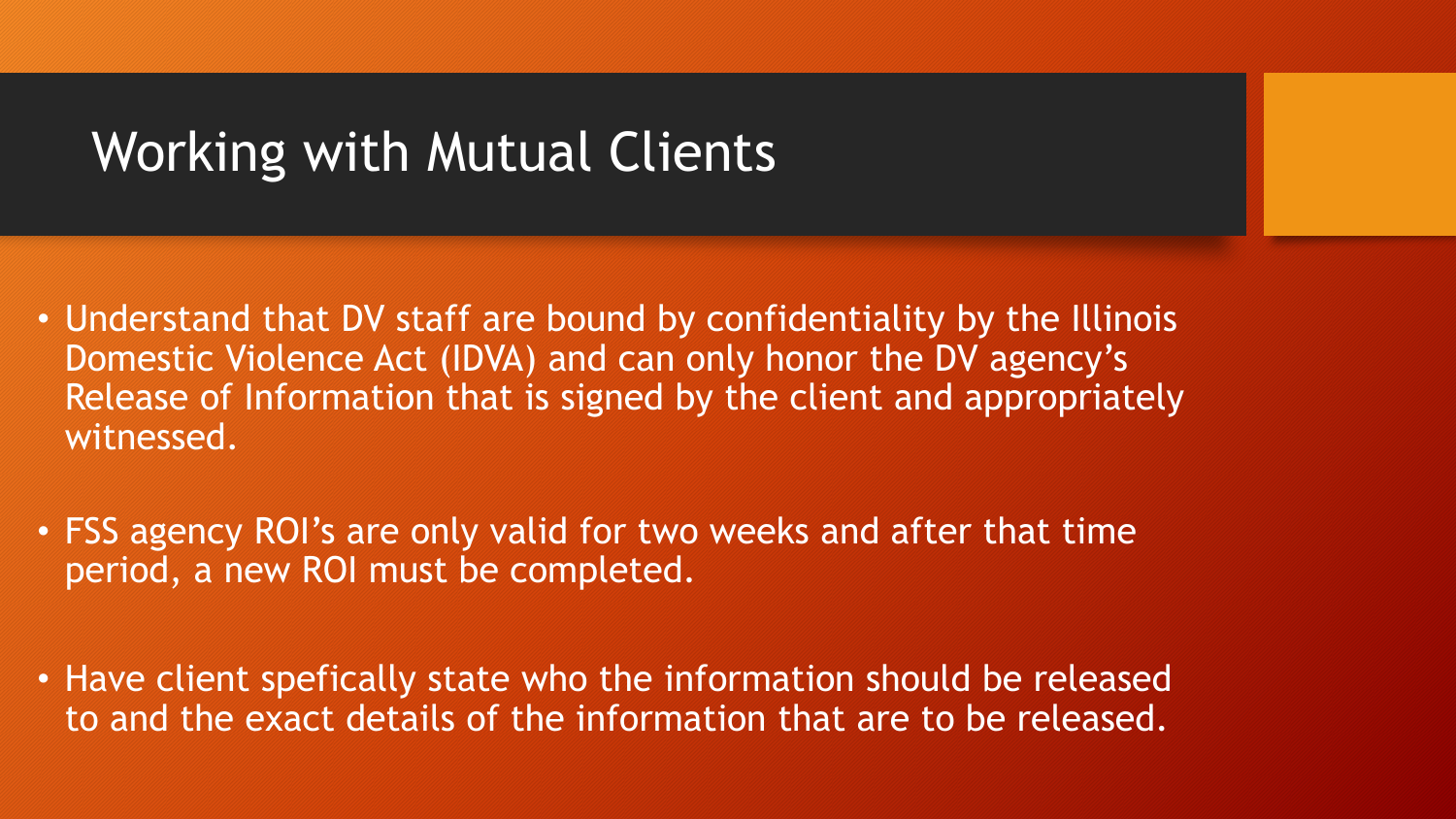# Working with Mutual Clients

- Understand that DV staff are bound by confidentiality by the Illinois Domestic Violence Act (IDVA) and can only honor the DV agency's Release of Information that is signed by the client and appropriately witnessed.

- FSS agency ROI's are only valid for two weeks and after that time period, a new ROI must be completed.

- Have client spefically state who the information should be released to and the exact details of the information that are to be released.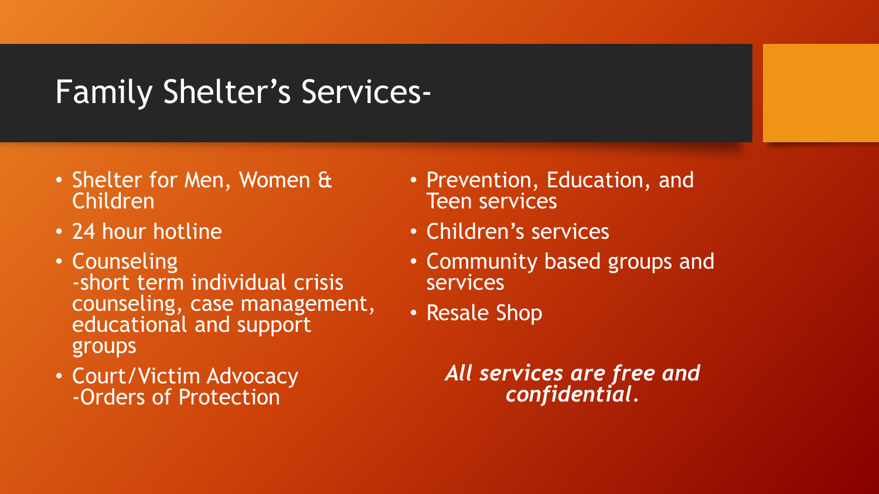# Family Shelter's Services-

- Shelter for Men, Women & Children
- 24 hour hotline
- Counseling
  -short term individual crisis counseling, case management, educational and support groups
- Court/Victim Advocacy
  -Orders of Protection
- Prevention, Education, and Teen services
- Children's services
- Community based groups and services
- Resale Shop

***All services are free and confidential.***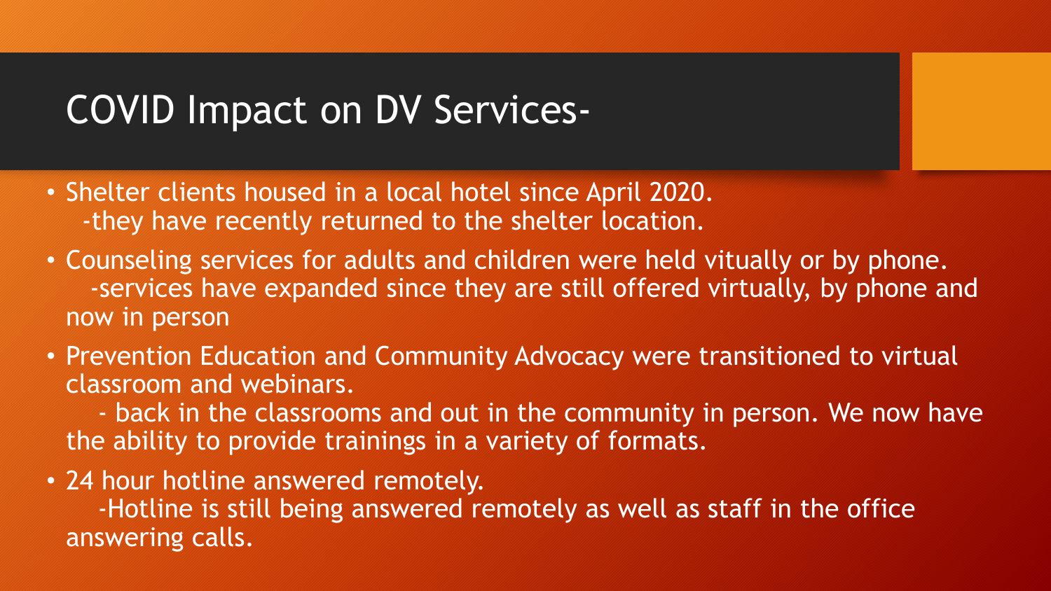# COVID Impact on DV Services-

- Shelter clients housed in a local hotel since April 2020.
  -they have recently returned to the shelter location.
- Counseling services for adults and children were held vitually or by phone.
  -services have expanded since they are still offered virtually, by phone and now in person
- Prevention Education and Community Advocacy were transitioned to virtual classroom and webinars.
  - back in the classrooms and out in the community in person. We now have the ability to provide trainings in a variety of formats.
- 24 hour hotline answered remotely.
  -Hotline is still being answered remotely as well as staff in the office answering calls.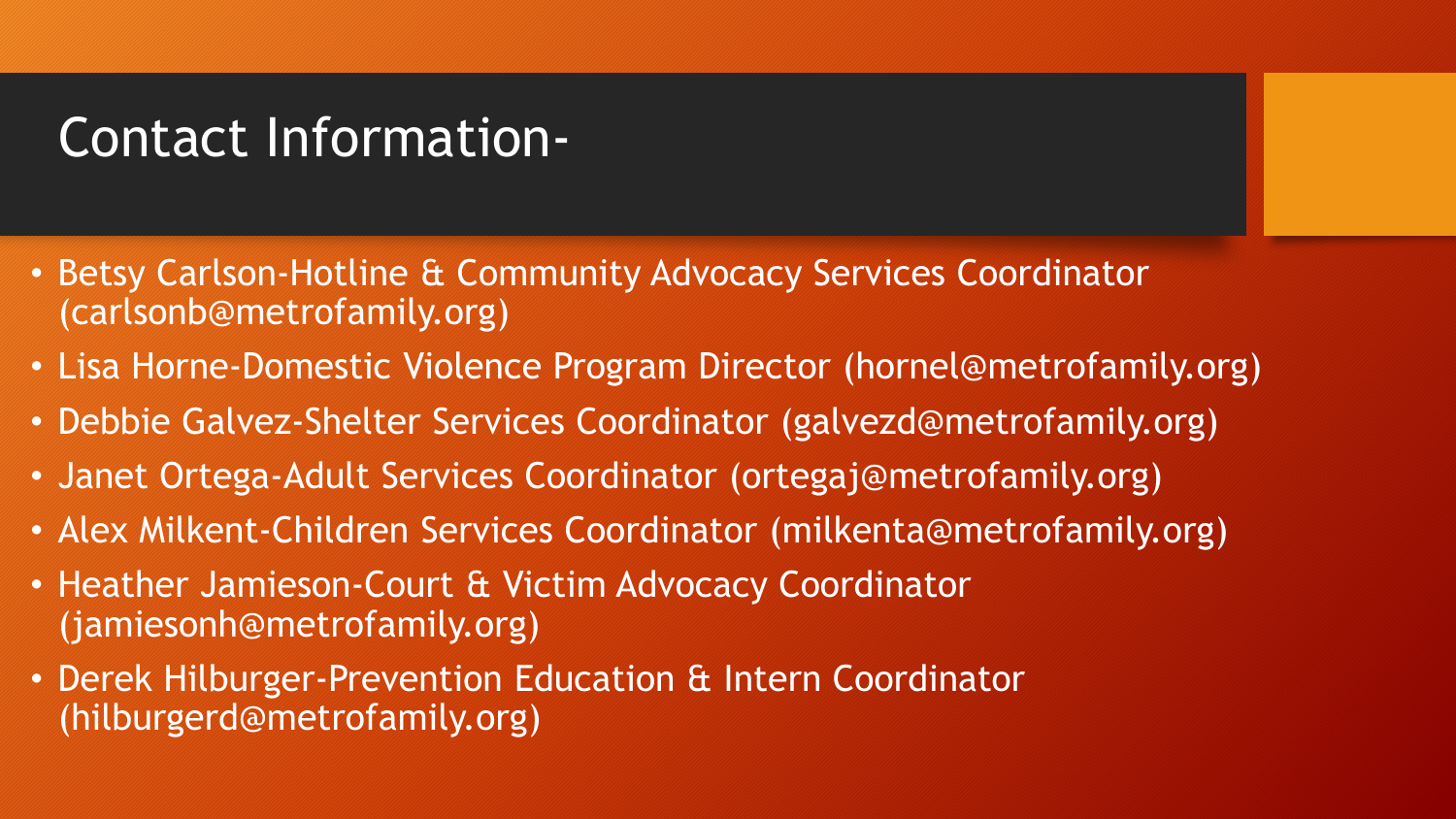# Contact Information-

- Betsy Carlson-Hotline & Community Advocacy Services Coordinator (carlsonb@metrofamily.org)
- Lisa Horne-Domestic Violence Program Director (hornel@metrofamily.org)
- Debbie Galvez-Shelter Services Coordinator (galvezd@metrofamily.org)
- Janet Ortega-Adult Services Coordinator (ortegaj@metrofamily.org)
- Alex Milkent-Children Services Coordinator (milkenta@metrofamily.org)
- Heather Jamieson-Court & Victim Advocacy Coordinator (jamiesonh@metrofamily.org)
- Derek Hilburger-Prevention Education & Intern Coordinator (hilburgerd@metrofamily.org)